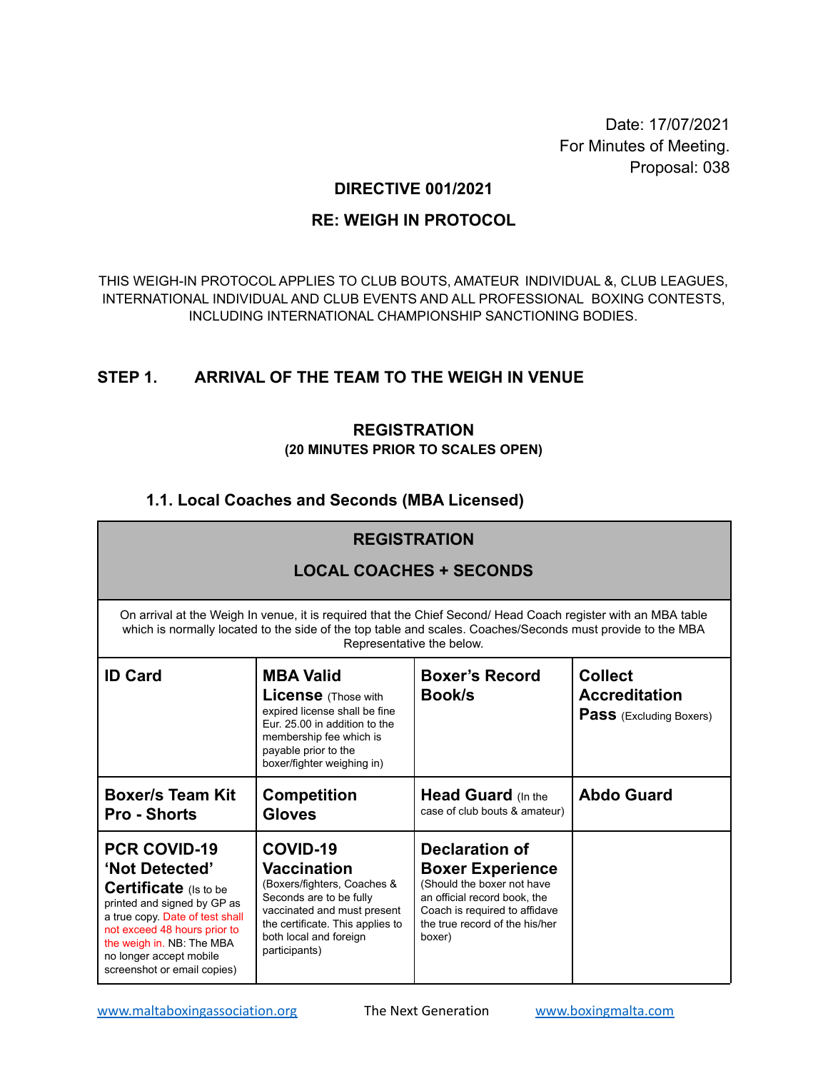Date: 17/07/2021
For Minutes of Meeting.
Proposal: 038

# DIRECTIVE 001/2021

## RE: WEIGH IN PROTOCOL

THIS WEIGH-IN PROTOCOL APPLIES TO CLUB BOUTS, AMATEUR INDIVIDUAL &, CLUB LEAGUES, INTERNATIONAL INDIVIDUAL AND CLUB EVENTS AND ALL PROFESSIONAL BOXING CONTESTS, INCLUDING INTERNATIONAL CHAMPIONSHIP SANCTIONING BODIES.

## STEP 1. ARRIVAL OF THE TEAM TO THE WEIGH IN VENUE

### REGISTRATION

**(20 MINUTES PRIOR TO SCALES OPEN)**

### 1.1. Local Coaches and Seconds (MBA Licensed)

| **REGISTRATION**<br>**LOCAL COACHES + SECONDS** | | | |
|---|---|---|---|
| On arrival at the Weigh In venue, it is required that the Chief Second/ Head Coach register with an MBA table which is normally located to the side of the top table and scales. Coaches/Seconds must provide to the MBA Representative the below. | | | |
| **ID Card** | **MBA Valid License** (Those with expired license shall be fine Eur. 25.00 in addition to the membership fee which is payable prior to the boxer/fighter weighing in) | **Boxer's Record Book/s** | **Collect Accreditation Pass** (Excluding Boxers) |
| **Boxer/s Team Kit Pro - Shorts** | **Competition Gloves** | **Head Guard** (In the case of club bouts & amateur) | **Abdo Guard** |
| **PCR COVID-19 'Not Detected' Certificate** (Is to be printed and signed by GP as a true copy. Date of test shall not exceed 48 hours prior to the weigh in. NB: The MBA no longer accept mobile screenshot or email copies) | **COVID-19 Vaccination** (Boxers/fighters, Coaches & Seconds are to be fully vaccinated and must present the certificate. This applies to both local and foreign participants) | **Declaration of Boxer Experience** (Should the boxer not have an official record book, the Coach is required to affidave the true record of the his/her boxer) | |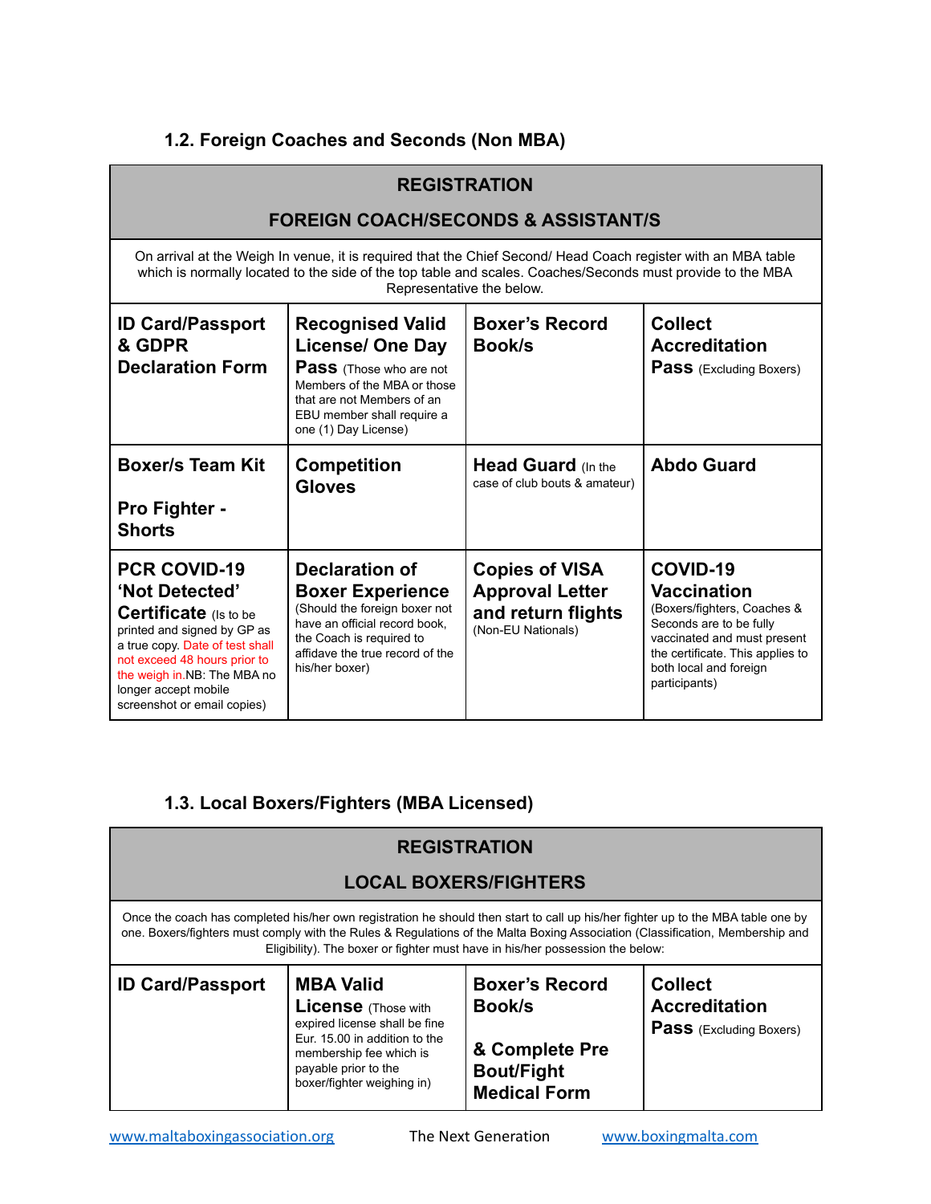### 1.2. Foreign Coaches and Seconds (Non MBA)

| REGISTRATION<br>FOREIGN COACH/SECONDS & ASSISTANT/S | | | |
|---|---|---|---|
| On arrival at the Weigh In venue, it is required that the Chief Second/ Head Coach register with an MBA table which is normally located to the side of the top table and scales. Coaches/Seconds must provide to the MBA Representative the below. | | | |
| **ID Card/Passport & GDPR Declaration Form** | **Recognised Valid License/ One Day Pass** (Those who are not Members of the MBA or those that are not Members of an EBU member shall require a one (1) Day License) | **Boxer's Record Book/s** | **Collect Accreditation Pass** (Excluding Boxers) |
| **Boxer/s Team Kit**<br><br>**Pro Fighter - Shorts** | **Competition Gloves** | **Head Guard** (In the case of club bouts & amateur) | **Abdo Guard** |
| **PCR COVID-19 'Not Detected' Certificate** (Is to be printed and signed by GP as a true copy. Date of test shall not exceed 48 hours prior to the weigh in.NB: The MBA no longer accept mobile screenshot or email copies) | **Declaration of Boxer Experience** (Should the foreign boxer not have an official record book, the Coach is required to affidave the true record of the his/her boxer) | **Copies of VISA Approval Letter and return flights** (Non-EU Nationals) | **COVID-19 Vaccination** (Boxers/fighters, Coaches & Seconds are to be fully vaccinated and must present the certificate. This applies to both local and foreign participants) |

### 1.3. Local Boxers/Fighters (MBA Licensed)

| REGISTRATION<br>LOCAL BOXERS/FIGHTERS | | | |
|---|---|---|---|
| Once the coach has completed his/her own registration he should then start to call up his/her fighter up to the MBA table one by one. Boxers/fighters must comply with the Rules & Regulations of the Malta Boxing Association (Classification, Membership and Eligibility). The boxer or fighter must have in his/her possession the below: | | | |
| **ID Card/Passport** | **MBA Valid License** (Those with expired license shall be fine Eur. 15.00 in addition to the membership fee which is payable prior to the boxer/fighter weighing in) | **Boxer's Record Book/s**<br><br>**& Complete Pre Bout/Fight Medical Form** | **Collect Accreditation Pass** (Excluding Boxers) |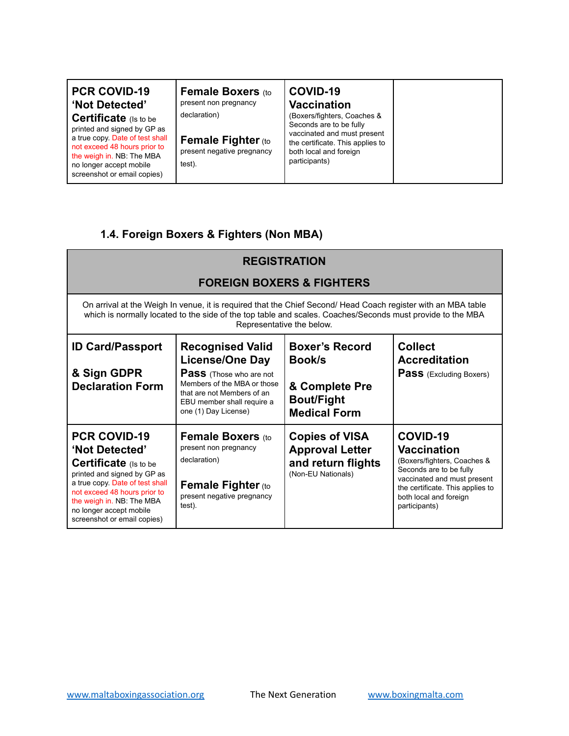| **PCR COVID-19 'Not Detected' Certificate** (Is to be printed and signed by GP as a true copy. Date of test shall not exceed 48 hours prior to the weigh in. NB: The MBA no longer accept mobile screenshot or email copies) | **Female Boxers** (to present non pregnancy declaration)<br><br>**Female Fighter** (to present negative pregnancy test). | **COVID-19 Vaccination** (Boxers/fighters, Coaches & Seconds are to be fully vaccinated and must present the certificate. This applies to both local and foreign participants) | |
|---|---|---|---|

### 1.4. Foreign Boxers & Fighters (Non MBA)

| **REGISTRATION**<br><br>**FOREIGN BOXERS & FIGHTERS** | | | |
|---|---|---|---|
| On arrival at the Weigh In venue, it is required that the Chief Second/ Head Coach register with an MBA table which is normally located to the side of the top table and scales. Coaches/Seconds must provide to the MBA Representative the below. | | | |
| **ID Card/Passport**<br><br>**& Sign GDPR Declaration Form** | **Recognised Valid License/One Day Pass** (Those who are not Members of the MBA or those that are not Members of an EBU member shall require a one (1) Day License) | **Boxer's Record Book/s**<br><br>**& Complete Pre Bout/Fight Medical Form** | **Collect Accreditation Pass** (Excluding Boxers) |
| **PCR COVID-19 'Not Detected' Certificate** (Is to be printed and signed by GP as a true copy. Date of test shall not exceed 48 hours prior to the weigh in. NB: The MBA no longer accept mobile screenshot or email copies) | **Female Boxers** (to present non pregnancy declaration)<br><br>**Female Fighter** (to present negative pregnancy test). | **Copies of VISA Approval Letter and return flights** (Non-EU Nationals) | **COVID-19 Vaccination** (Boxers/fighters, Coaches & Seconds are to be fully vaccinated and must present the certificate. This applies to both local and foreign participants) |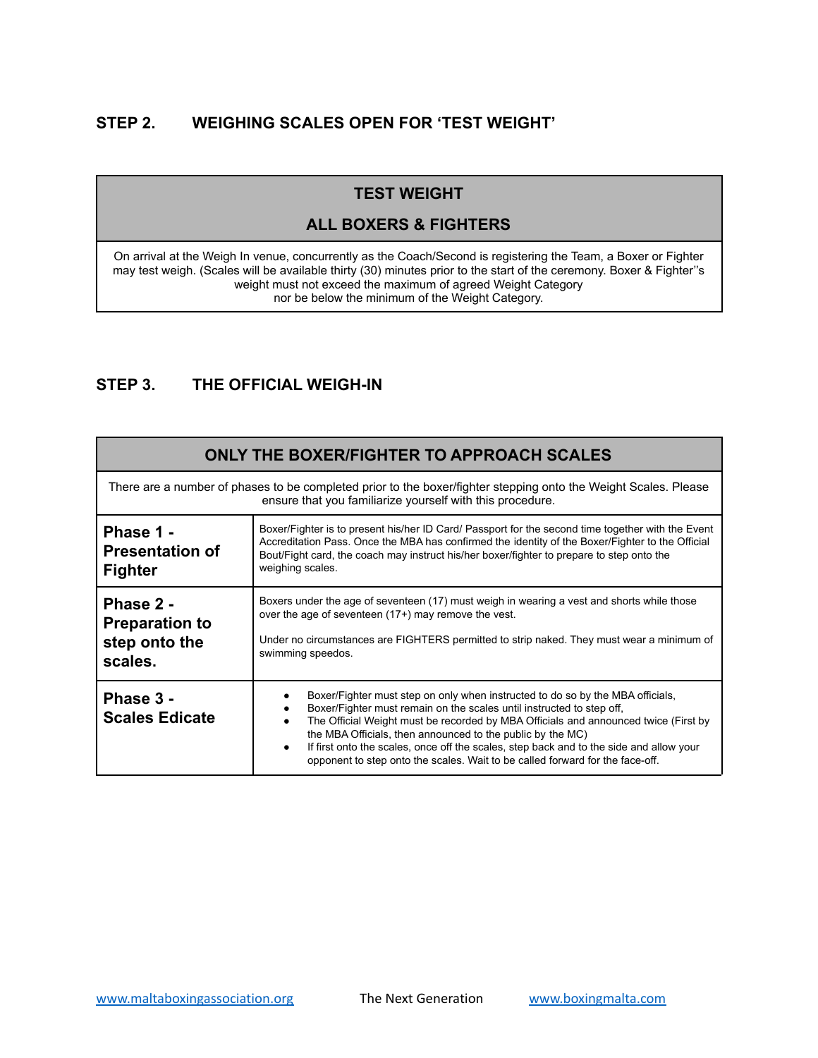## STEP 2. WEIGHING SCALES OPEN FOR 'TEST WEIGHT'

| TEST WEIGHT<br>ALL BOXERS & FIGHTERS |
|---|
| On arrival at the Weigh In venue, concurrently as the Coach/Second is registering the Team, a Boxer or Fighter may test weigh. (Scales will be available thirty (30) minutes prior to the start of the ceremony. Boxer & Fighter''s weight must not exceed the maximum of agreed Weight Category nor be below the minimum of the Weight Category. |

## STEP 3. THE OFFICIAL WEIGH-IN

| ONLY THE BOXER/FIGHTER TO APPROACH SCALES | |
|---|---|
| There are a number of phases to be completed prior to the boxer/fighter stepping onto the Weight Scales. Please ensure that you familiarize yourself with this procedure. | |
| **Phase 1 - Presentation of Fighter** | Boxer/Fighter is to present his/her ID Card/ Passport for the second time together with the Event Accreditation Pass. Once the MBA has confirmed the identity of the Boxer/Fighter to the Official Bout/Fight card, the coach may instruct his/her boxer/fighter to prepare to step onto the weighing scales. |
| **Phase 2 - Preparation to step onto the scales.** | Boxers under the age of seventeen (17) must weigh in wearing a vest and shorts while those over the age of seventeen (17+) may remove the vest.<br><br>Under no circumstances are FIGHTERS permitted to strip naked. They must wear a minimum of swimming speedos. |
| **Phase 3 - Scales Edicate** | • Boxer/Fighter must step on only when instructed to do so by the MBA officials,<br>• Boxer/Fighter must remain on the scales until instructed to step off,<br>• The Official Weight must be recorded by MBA Officials and announced twice (First by the MBA Officials, then announced to the public by the MC)<br>• If first onto the scales, once off the scales, step back and to the side and allow your opponent to step onto the scales. Wait to be called forward for the face-off. |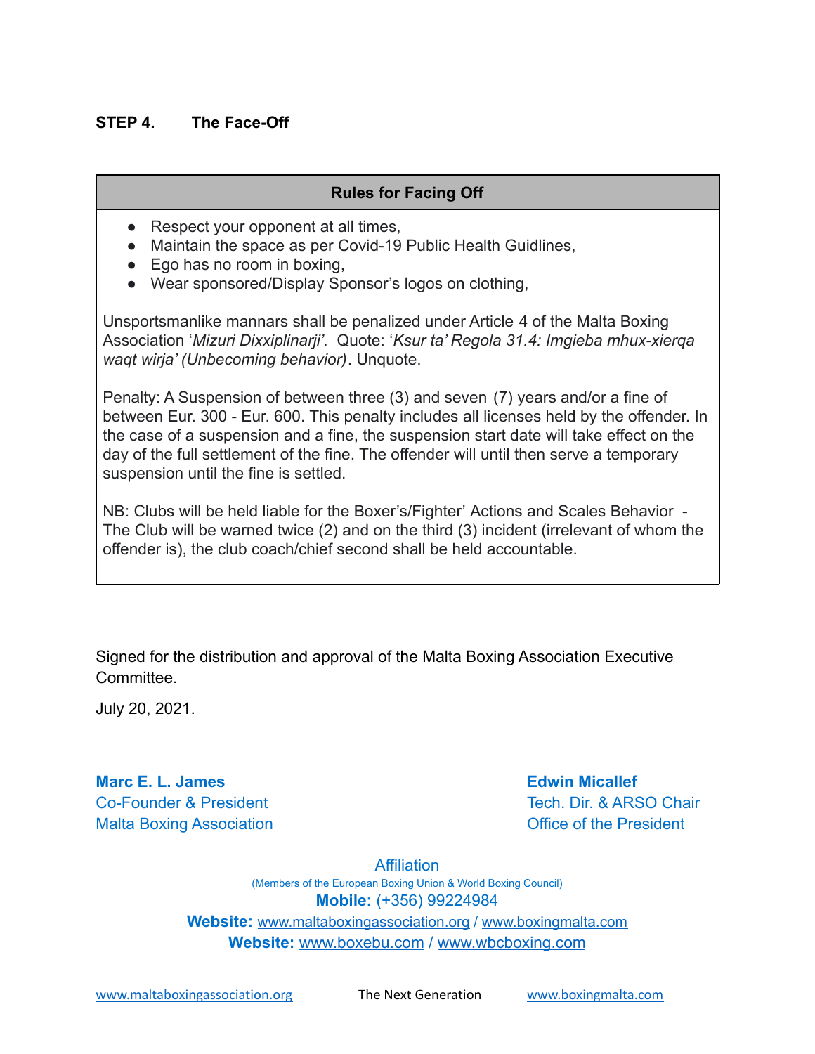**STEP 4. The Face-Off**

| Rules for Facing Off |
|---|
| • Respect your opponent at all times,<br>• Maintain the space as per Covid-19 Public Health Guidlines,<br>• Ego has no room in boxing,<br>• Wear sponsored/Display Sponsor's logos on clothing,<br><br>Unsportsmanlike mannars shall be penalized under Article 4 of the Malta Boxing Association '*Mizuri Dixxiplinarji'*. Quote: '*Ksur ta' Regola 31.4: Imgieba mhux-xierqa waqt wirja' (Unbecoming behavior)*. Unquote.<br><br>Penalty: A Suspension of between three (3) and seven (7) years and/or a fine of between Eur. 300 - Eur. 600. This penalty includes all licenses held by the offender. In the case of a suspension and a fine, the suspension start date will take effect on the day of the full settlement of the fine. The offender will until then serve a temporary suspension until the fine is settled.<br><br>NB: Clubs will be held liable for the Boxer's/Fighter' Actions and Scales Behavior - The Club will be warned twice (2) and on the third (3) incident (irrelevant of whom the offender is), the club coach/chief second shall be held accountable. |

Signed for the distribution and approval of the Malta Boxing Association Executive Committee.

July 20, 2021.

**Marc E. L. James**
Co-Founder & President
Malta Boxing Association

**Edwin Micallef**
Tech. Dir. & ARSO Chair
Office of the President

Affiliation
(Members of the European Boxing Union & World Boxing Council)
**Mobile:** (+356) 99224984
**Website:** www.maltaboxingassociation.org / www.boxingmalta.com
**Website:** www.boxebu.com / www.wbcboxing.com